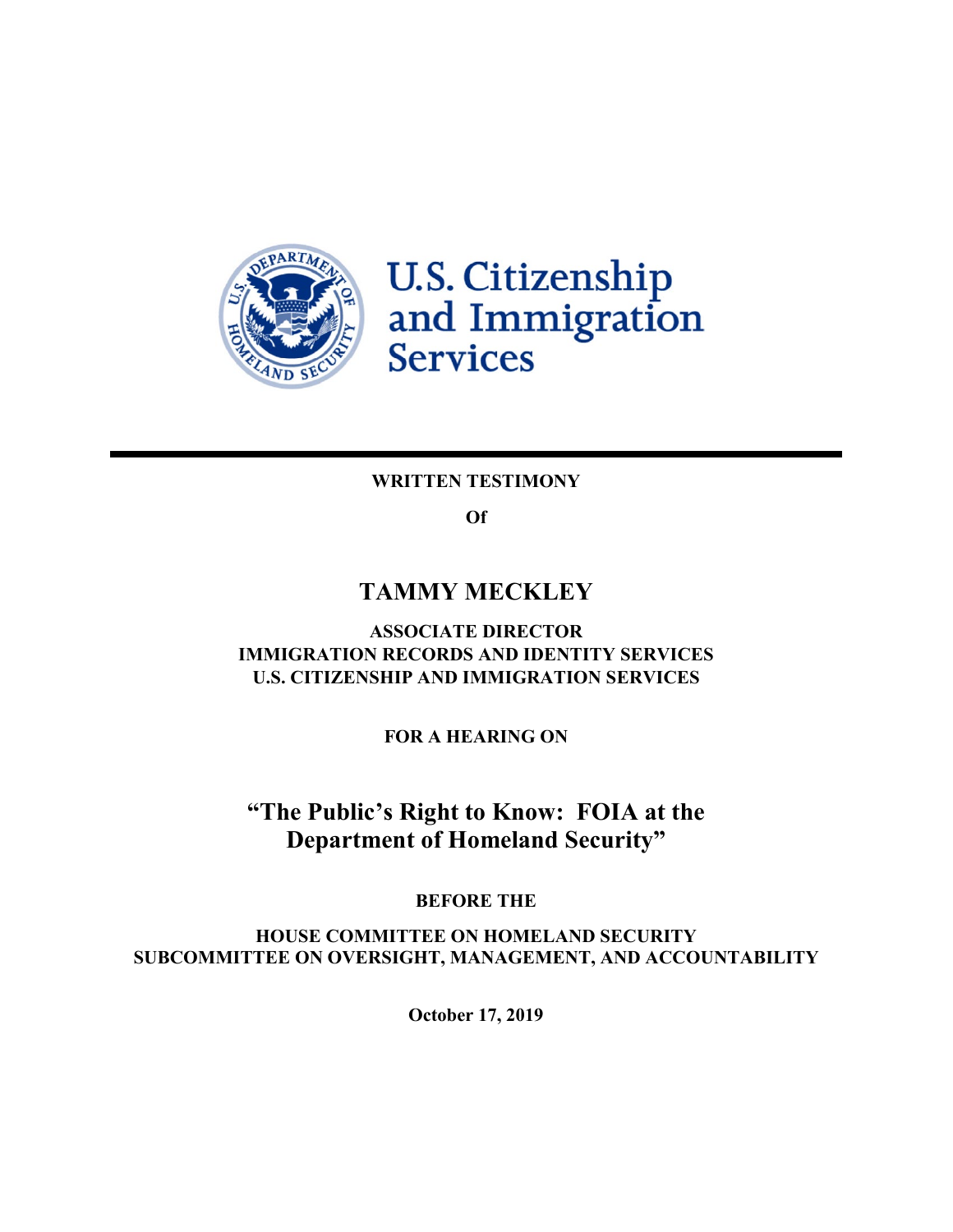U.S. Citizenship and Immigration Services

**WRITTEN TESTIMONY**

**Of**

# TAMMY MECKLEY

**ASSOCIATE DIRECTOR**
**IMMIGRATION RECORDS AND IDENTITY SERVICES**
**U.S. CITIZENSHIP AND IMMIGRATION SERVICES**

**FOR A HEARING ON**

## "The Public's Right to Know: FOIA at the Department of Homeland Security"

**BEFORE THE**

**HOUSE COMMITTEE ON HOMELAND SECURITY**
**SUBCOMMITTEE ON OVERSIGHT, MANAGEMENT, AND ACCOUNTABILITY**

**October 17, 2019**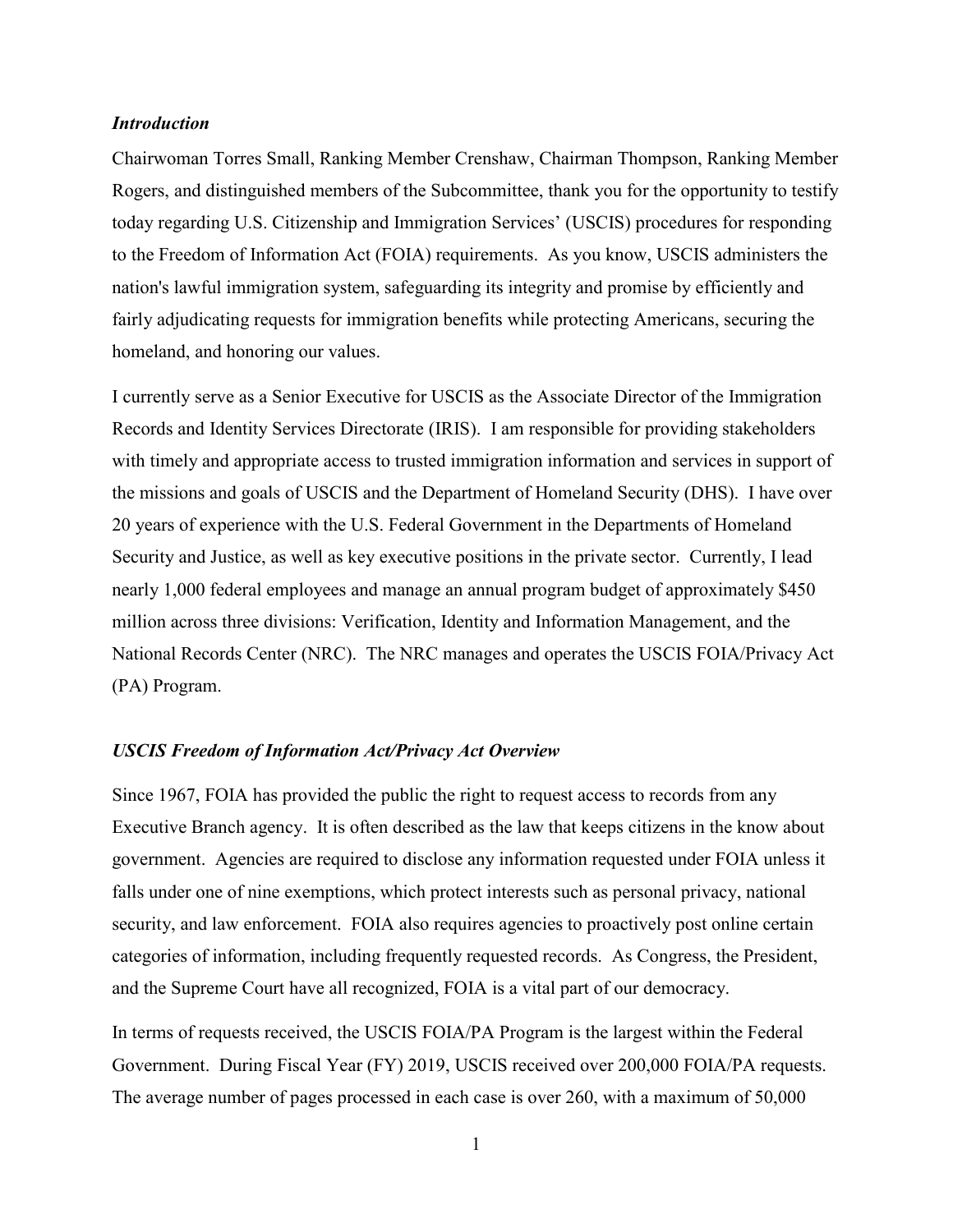### *Introduction*

Chairwoman Torres Small, Ranking Member Crenshaw, Chairman Thompson, Ranking Member Rogers, and distinguished members of the Subcommittee, thank you for the opportunity to testify today regarding U.S. Citizenship and Immigration Services' (USCIS) procedures for responding to the Freedom of Information Act (FOIA) requirements. As you know, USCIS administers the nation's lawful immigration system, safeguarding its integrity and promise by efficiently and fairly adjudicating requests for immigration benefits while protecting Americans, securing the homeland, and honoring our values.

I currently serve as a Senior Executive for USCIS as the Associate Director of the Immigration Records and Identity Services Directorate (IRIS). I am responsible for providing stakeholders with timely and appropriate access to trusted immigration information and services in support of the missions and goals of USCIS and the Department of Homeland Security (DHS). I have over 20 years of experience with the U.S. Federal Government in the Departments of Homeland Security and Justice, as well as key executive positions in the private sector. Currently, I lead nearly 1,000 federal employees and manage an annual program budget of approximately $450 million across three divisions: Verification, Identity and Information Management, and the National Records Center (NRC). The NRC manages and operates the USCIS FOIA/Privacy Act (PA) Program.

### *USCIS Freedom of Information Act/Privacy Act Overview*

Since 1967, FOIA has provided the public the right to request access to records from any Executive Branch agency. It is often described as the law that keeps citizens in the know about government. Agencies are required to disclose any information requested under FOIA unless it falls under one of nine exemptions, which protect interests such as personal privacy, national security, and law enforcement. FOIA also requires agencies to proactively post online certain categories of information, including frequently requested records. As Congress, the President, and the Supreme Court have all recognized, FOIA is a vital part of our democracy.

In terms of requests received, the USCIS FOIA/PA Program is the largest within the Federal Government. During Fiscal Year (FY) 2019, USCIS received over 200,000 FOIA/PA requests. The average number of pages processed in each case is over 260, with a maximum of 50,000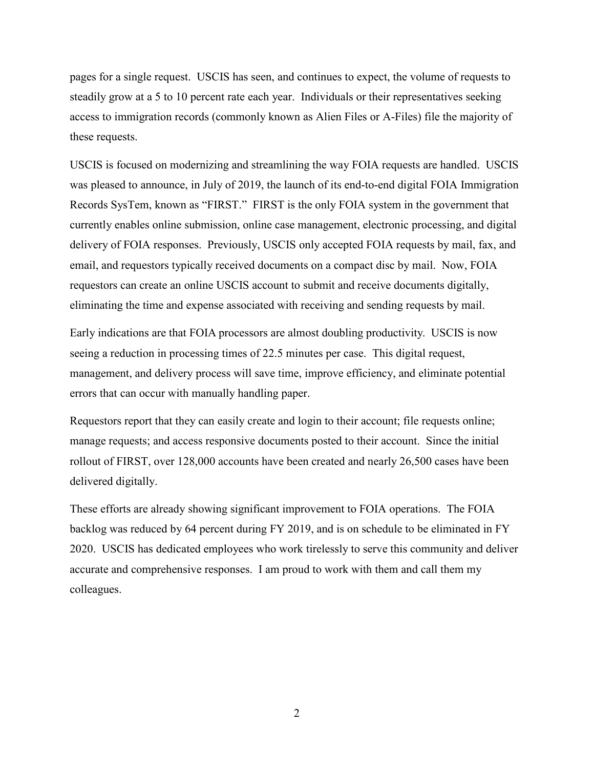pages for a single request. USCIS has seen, and continues to expect, the volume of requests to steadily grow at a 5 to 10 percent rate each year. Individuals or their representatives seeking access to immigration records (commonly known as Alien Files or A-Files) file the majority of these requests.

USCIS is focused on modernizing and streamlining the way FOIA requests are handled. USCIS was pleased to announce, in July of 2019, the launch of its end-to-end digital FOIA Immigration Records SysTem, known as "FIRST." FIRST is the only FOIA system in the government that currently enables online submission, online case management, electronic processing, and digital delivery of FOIA responses. Previously, USCIS only accepted FOIA requests by mail, fax, and email, and requestors typically received documents on a compact disc by mail. Now, FOIA requestors can create an online USCIS account to submit and receive documents digitally, eliminating the time and expense associated with receiving and sending requests by mail.

Early indications are that FOIA processors are almost doubling productivity. USCIS is now seeing a reduction in processing times of 22.5 minutes per case. This digital request, management, and delivery process will save time, improve efficiency, and eliminate potential errors that can occur with manually handling paper.

Requestors report that they can easily create and login to their account; file requests online; manage requests; and access responsive documents posted to their account. Since the initial rollout of FIRST, over 128,000 accounts have been created and nearly 26,500 cases have been delivered digitally.

These efforts are already showing significant improvement to FOIA operations. The FOIA backlog was reduced by 64 percent during FY 2019, and is on schedule to be eliminated in FY 2020. USCIS has dedicated employees who work tirelessly to serve this community and deliver accurate and comprehensive responses. I am proud to work with them and call them my colleagues.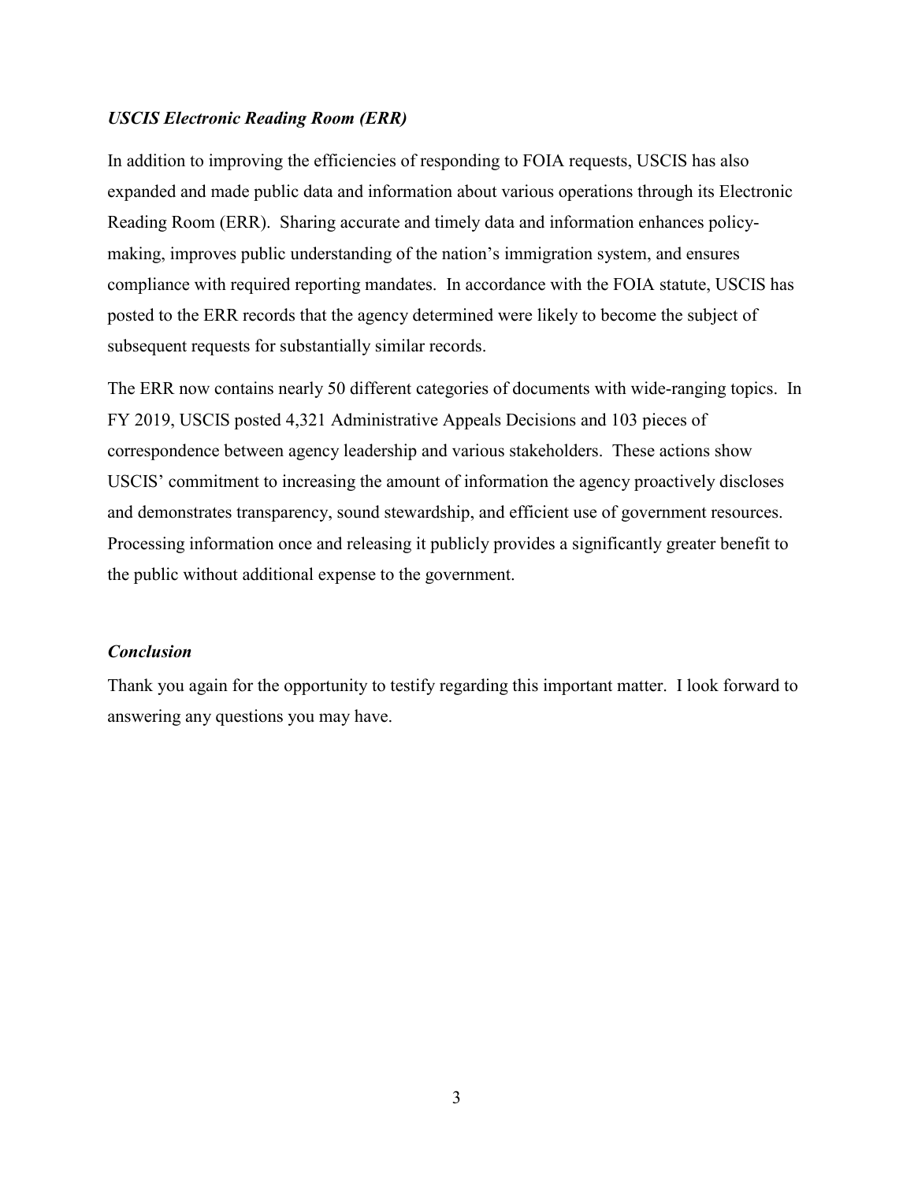### *USCIS Electronic Reading Room (ERR)*

In addition to improving the efficiencies of responding to FOIA requests, USCIS has also expanded and made public data and information about various operations through its Electronic Reading Room (ERR). Sharing accurate and timely data and information enhances policy-making, improves public understanding of the nation's immigration system, and ensures compliance with required reporting mandates. In accordance with the FOIA statute, USCIS has posted to the ERR records that the agency determined were likely to become the subject of subsequent requests for substantially similar records.

The ERR now contains nearly 50 different categories of documents with wide-ranging topics. In FY 2019, USCIS posted 4,321 Administrative Appeals Decisions and 103 pieces of correspondence between agency leadership and various stakeholders. These actions show USCIS' commitment to increasing the amount of information the agency proactively discloses and demonstrates transparency, sound stewardship, and efficient use of government resources. Processing information once and releasing it publicly provides a significantly greater benefit to the public without additional expense to the government.

### *Conclusion*

Thank you again for the opportunity to testify regarding this important matter. I look forward to answering any questions you may have.